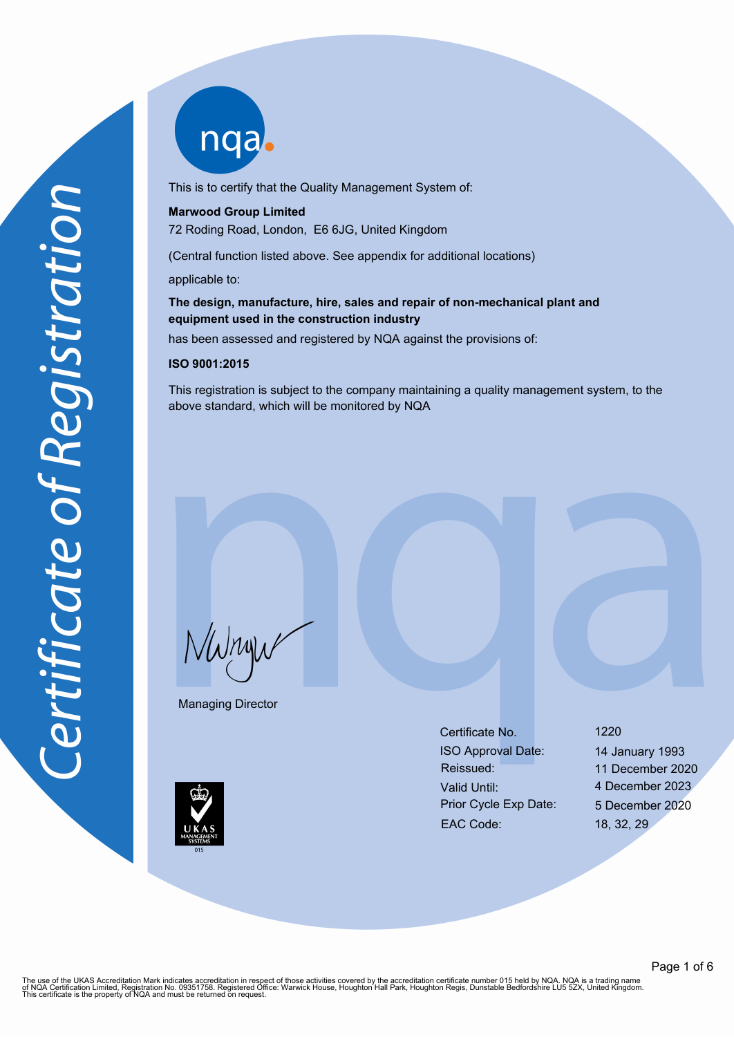# Certificate of Registration

nqa

This is to certify that the Quality Management System of:

**Marwood Group Limited**
72 Roding Road, London, E6 6JG, United Kingdom

(Central function listed above. See appendix for additional locations)

applicable to:

**The design, manufacture, hire, sales and repair of non-mechanical plant and equipment used in the construction industry**

has been assessed and registered by NQA against the provisions of:

**ISO 9001:2015**

This registration is subject to the company maintaining a quality management system, to the above standard, which will be monitored by NQA

Managing Director

| | |
|---|---|
| Certificate No. | 1220 |
| ISO Approval Date: | 14 January 1993 |
| Reissued: | 11 December 2020 |
| Valid Until: | 4 December 2023 |
| Prior Cycle Exp Date: | 5 December 2020 |
| EAC Code: | 18, 32, 29 |

UKAS MANAGEMENT SYSTEMS 015

The use of the UKAS Accreditation Mark indicates accreditation in respect of those activities covered by the accreditation certificate number 015 held by NQA. NQA is a trading name of NQA Certification Limited, Registration No. 09351758. Registered Office: Warwick House, Houghton Hall Park, Houghton Regis, Dunstable Bedfordshire LU5 5ZX, United Kingdom. This certificate is the property of NQA and must be returned on request.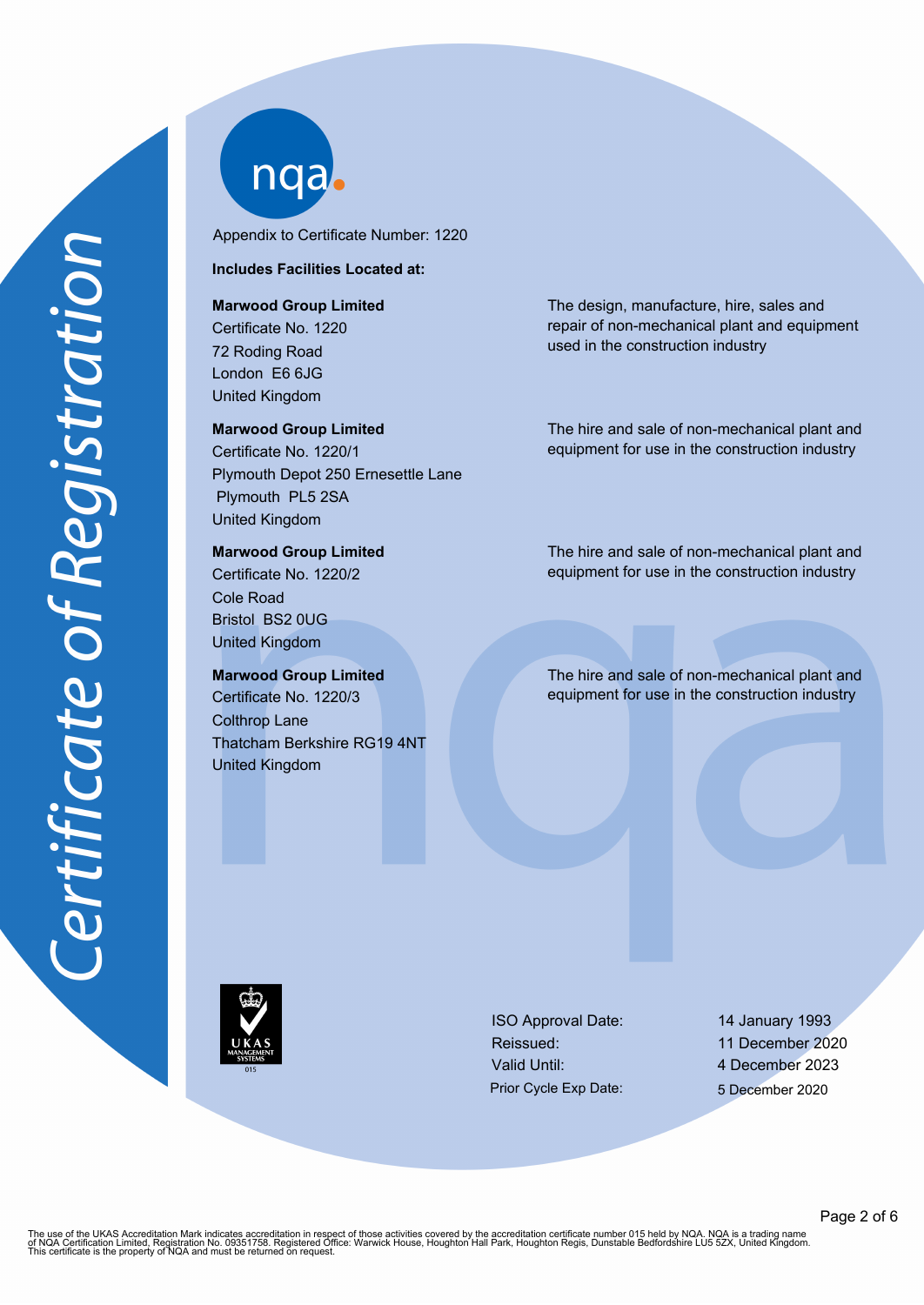*Certificate of Registration*

Appendix to Certificate Number: 1220

**Includes Facilities Located at:**

| Facility | Scope |
|---|---|
| **Marwood Group Limited**<br>Certificate No. 1220<br>72 Roding Road<br>London E6 6JG<br>United Kingdom | The design, manufacture, hire, sales and repair of non-mechanical plant and equipment used in the construction industry |
| **Marwood Group Limited**<br>Certificate No. 1220/1<br>Plymouth Depot 250 Ernesettle Lane<br>Plymouth PL5 2SA<br>United Kingdom | The hire and sale of non-mechanical plant and equipment for use in the construction industry |
| **Marwood Group Limited**<br>Certificate No. 1220/2<br>Cole Road<br>Bristol BS2 0UG<br>United Kingdom | The hire and sale of non-mechanical plant and equipment for use in the construction industry |
| **Marwood Group Limited**<br>Certificate No. 1220/3<br>Colthrop Lane<br>Thatcham Berkshire RG19 4NT<br>United Kingdom | The hire and sale of non-mechanical plant and equipment for use in the construction industry |

UKAS MANAGEMENT SYSTEMS 015

| | |
|---|---|
| ISO Approval Date: | 14 January 1993 |
| Reissued: | 11 December 2020 |
| Valid Until: | 4 December 2023 |
| Prior Cycle Exp Date: | 5 December 2020 |

The use of the UKAS Accreditation Mark indicates accreditation in respect of those activities covered by the accreditation certificate number 015 held by NQA. NQA is a trading name of NQA Certification Limited, Registration No. 09351758. Registered Office: Warwick House, Houghton Hall Park, Houghton Regis, Dunstable Bedfordshire LU5 5ZX, United Kingdom. This certificate is the property of NQA and must be returned on request.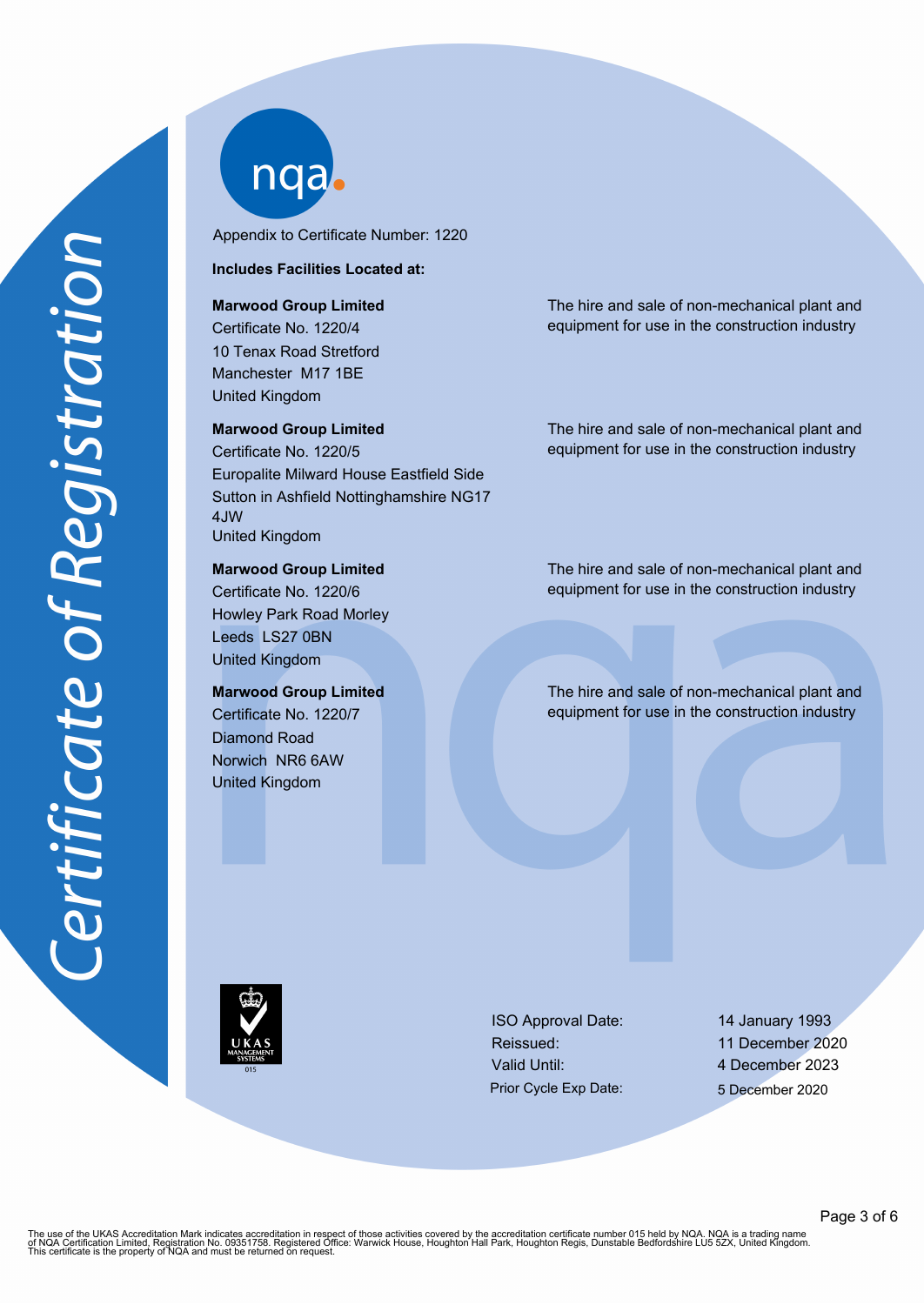Certificate of Registration

Appendix to Certificate Number: 1220

**Includes Facilities Located at:**

| Facility | Scope |
| --- | --- |
| **Marwood Group Limited**<br>Certificate No. 1220/4<br>10 Tenax Road Stretford<br>Manchester M17 1BE<br>United Kingdom | The hire and sale of non-mechanical plant and equipment for use in the construction industry |
| **Marwood Group Limited**<br>Certificate No. 1220/5<br>Europalite Milward House Eastfield Side<br>Sutton in Ashfield Nottinghamshire NG17 4JW<br>United Kingdom | The hire and sale of non-mechanical plant and equipment for use in the construction industry |
| **Marwood Group Limited**<br>Certificate No. 1220/6<br>Howley Park Road Morley<br>Leeds LS27 0BN<br>United Kingdom | The hire and sale of non-mechanical plant and equipment for use in the construction industry |
| **Marwood Group Limited**<br>Certificate No. 1220/7<br>Diamond Road<br>Norwich NR6 6AW<br>United Kingdom | The hire and sale of non-mechanical plant and equipment for use in the construction industry |

UKAS MANAGEMENT SYSTEMS 015

| | |
| --- | --- |
| ISO Approval Date: | 14 January 1993 |
| Reissued: | 11 December 2020 |
| Valid Until: | 4 December 2023 |
| Prior Cycle Exp Date: | 5 December 2020 |

The use of the UKAS Accreditation Mark indicates accreditation in respect of those activities covered by the accreditation certificate number 015 held by NQA. NQA is a trading name of NQA Certification Limited, Registration No. 09351758. Registered Office: Warwick House, Houghton Hall Park, Houghton Regis, Dunstable Bedfordshire LU5 5ZX, United Kingdom. This certificate is the property of NQA and must be returned on request.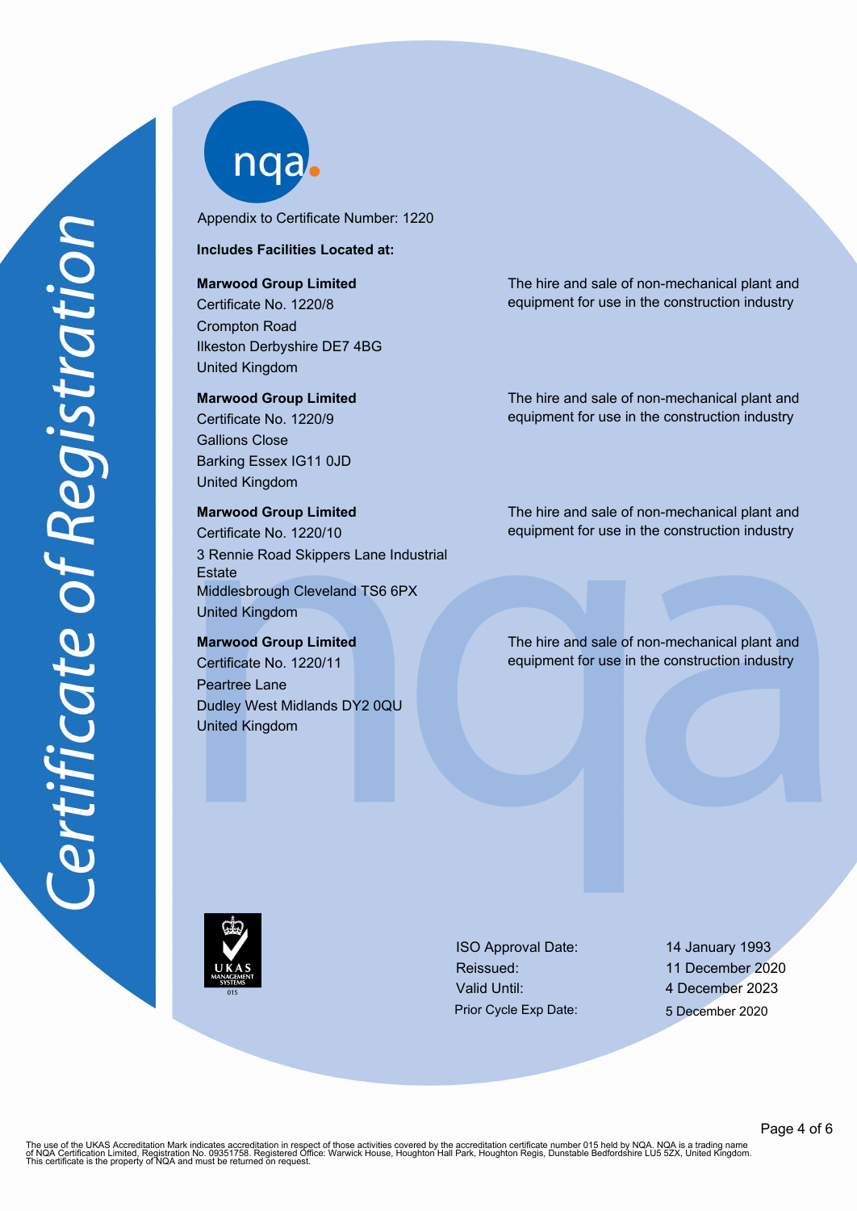*Certificate of Registration*

nqa

Appendix to Certificate Number: 1220

**Includes Facilities Located at:**

| Facility | Scope |
| --- | --- |
| **Marwood Group Limited**<br>Certificate No. 1220/8<br>Crompton Road<br>Ilkeston Derbyshire DE7 4BG<br>United Kingdom | The hire and sale of non-mechanical plant and equipment for use in the construction industry |
| **Marwood Group Limited**<br>Certificate No. 1220/9<br>Gallions Close<br>Barking Essex IG11 0JD<br>United Kingdom | The hire and sale of non-mechanical plant and equipment for use in the construction industry |
| **Marwood Group Limited**<br>Certificate No. 1220/10<br>3 Rennie Road Skippers Lane Industrial Estate<br>Middlesbrough Cleveland TS6 6PX<br>United Kingdom | The hire and sale of non-mechanical plant and equipment for use in the construction industry |
| **Marwood Group Limited**<br>Certificate No. 1220/11<br>Peartree Lane<br>Dudley West Midlands DY2 0QU<br>United Kingdom | The hire and sale of non-mechanical plant and equipment for use in the construction industry |

UKAS MANAGEMENT SYSTEMS 015

| | |
| --- | --- |
| ISO Approval Date: | 14 January 1993 |
| Reissued: | 11 December 2020 |
| Valid Until: | 4 December 2023 |
| Prior Cycle Exp Date: | 5 December 2020 |

The use of the UKAS Accreditation Mark indicates accreditation in respect of those activities covered by the accreditation certificate number 015 held by NQA. NQA is a trading name of NQA Certification Limited, Registration No. 09351758. Registered Office: Warwick House, Houghton Hall Park, Houghton Regis, Dunstable Bedfordshire LU5 5ZX, United Kingdom. This certificate is the property of NQA and must be returned on request.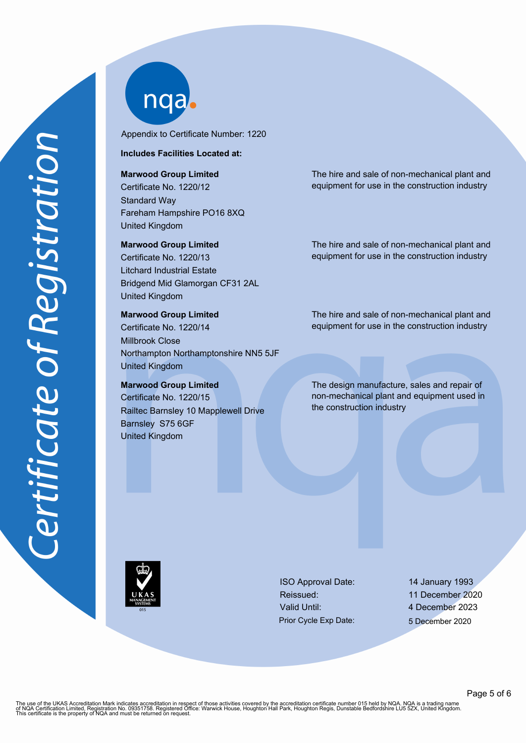*Certificate of Registration*

Appendix to Certificate Number: 1220

**Includes Facilities Located at:**

| Facility | Scope |
|---|---|
| **Marwood Group Limited**<br>Certificate No. 1220/12<br>Standard Way<br>Fareham Hampshire PO16 8XQ<br>United Kingdom | The hire and sale of non-mechanical plant and equipment for use in the construction industry |
| **Marwood Group Limited**<br>Certificate No. 1220/13<br>Litchard Industrial Estate<br>Bridgend Mid Glamorgan CF31 2AL<br>United Kingdom | The hire and sale of non-mechanical plant and equipment for use in the construction industry |
| **Marwood Group Limited**<br>Certificate No. 1220/14<br>Millbrook Close<br>Northampton Northamptonshire NN5 5JF<br>United Kingdom | The hire and sale of non-mechanical plant and equipment for use in the construction industry |
| **Marwood Group Limited**<br>Certificate No. 1220/15<br>Railtec Barnsley 10 Mapplewell Drive<br>Barnsley S75 6GF<br>United Kingdom | The design manufacture, sales and repair of non-mechanical plant and equipment used in the construction industry |

UKAS MANAGEMENT SYSTEMS 015

| | |
|---|---|
| ISO Approval Date: | 14 January 1993 |
| Reissued: | 11 December 2020 |
| Valid Until: | 4 December 2023 |
| Prior Cycle Exp Date: | 5 December 2020 |

The use of the UKAS Accreditation Mark indicates accreditation in respect of those activities covered by the accreditation certificate number 015 held by NQA. NQA is a trading name of NQA Certification Limited, Registration No. 09351758. Registered Office: Warwick House, Houghton Hall Park, Houghton Regis, Dunstable Bedfordshire LU5 5ZX, United Kingdom. This certificate is the property of NQA and must be returned on request.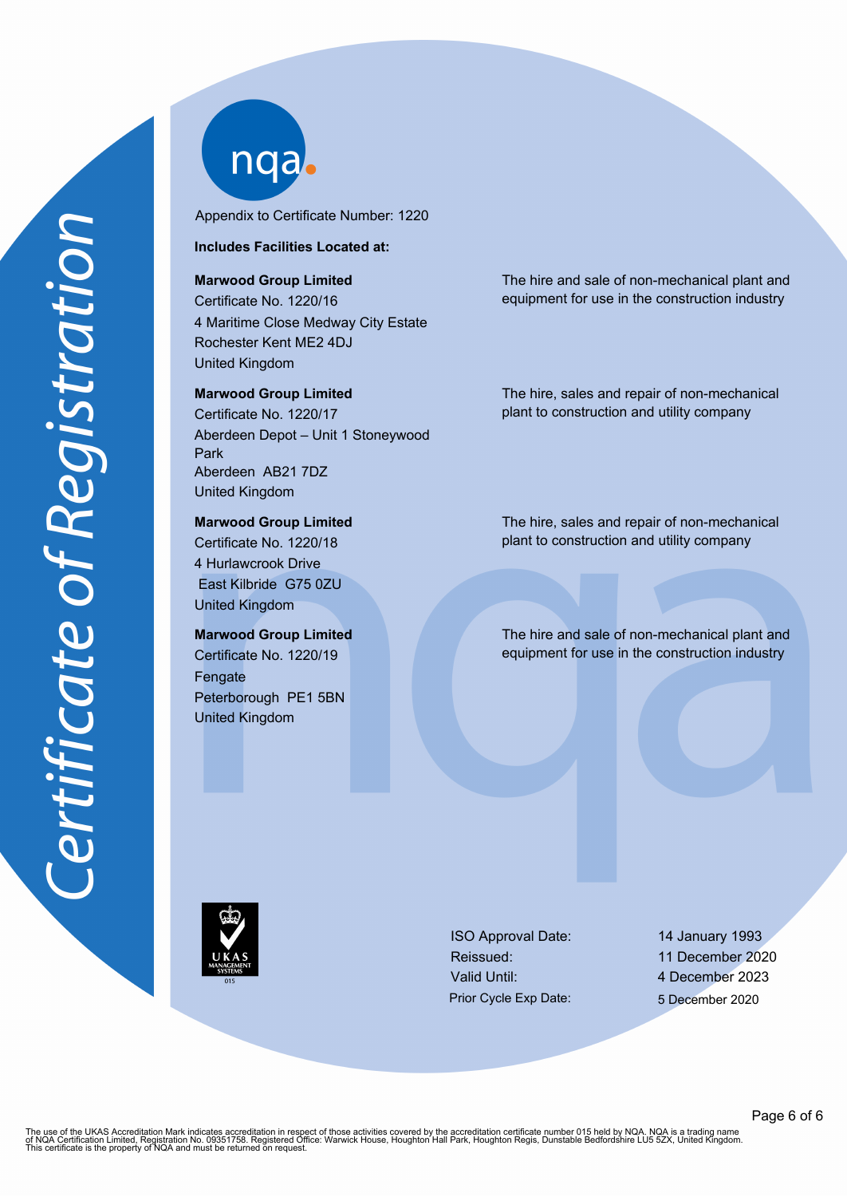*Certificate of Registration*

Appendix to Certificate Number: 1220

**Includes Facilities Located at:**

| | |
|---|---|
| **Marwood Group Limited**<br>Certificate No. 1220/16<br>4 Maritime Close Medway City Estate<br>Rochester Kent ME2 4DJ<br>United Kingdom | The hire and sale of non-mechanical plant and equipment for use in the construction industry |
| **Marwood Group Limited**<br>Certificate No. 1220/17<br>Aberdeen Depot – Unit 1 Stoneywood Park<br>Aberdeen AB21 7DZ<br>United Kingdom | The hire, sales and repair of non-mechanical plant to construction and utility company |
| **Marwood Group Limited**<br>Certificate No. 1220/18<br>4 Hurlawcrook Drive<br>East Kilbride G75 0ZU<br>United Kingdom | The hire, sales and repair of non-mechanical plant to construction and utility company |
| **Marwood Group Limited**<br>Certificate No. 1220/19<br>Fengate<br>Peterborough PE1 5BN<br>United Kingdom | The hire and sale of non-mechanical plant and equipment for use in the construction industry |

UKAS MANAGEMENT SYSTEMS 015

| | |
|---|---|
| ISO Approval Date: | 14 January 1993 |
| Reissued: | 11 December 2020 |
| Valid Until: | 4 December 2023 |
| Prior Cycle Exp Date: | 5 December 2020 |

The use of the UKAS Accreditation Mark indicates accreditation in respect of those activities covered by the accreditation certificate number 015 held by NQA. NQA is a trading name of NQA Certification Limited, Registration No. 09351758. Registered Office: Warwick House, Houghton Hall Park, Houghton Regis, Dunstable Bedfordshire LU5 5ZX, United Kingdom. This certificate is the property of NQA and must be returned on request.